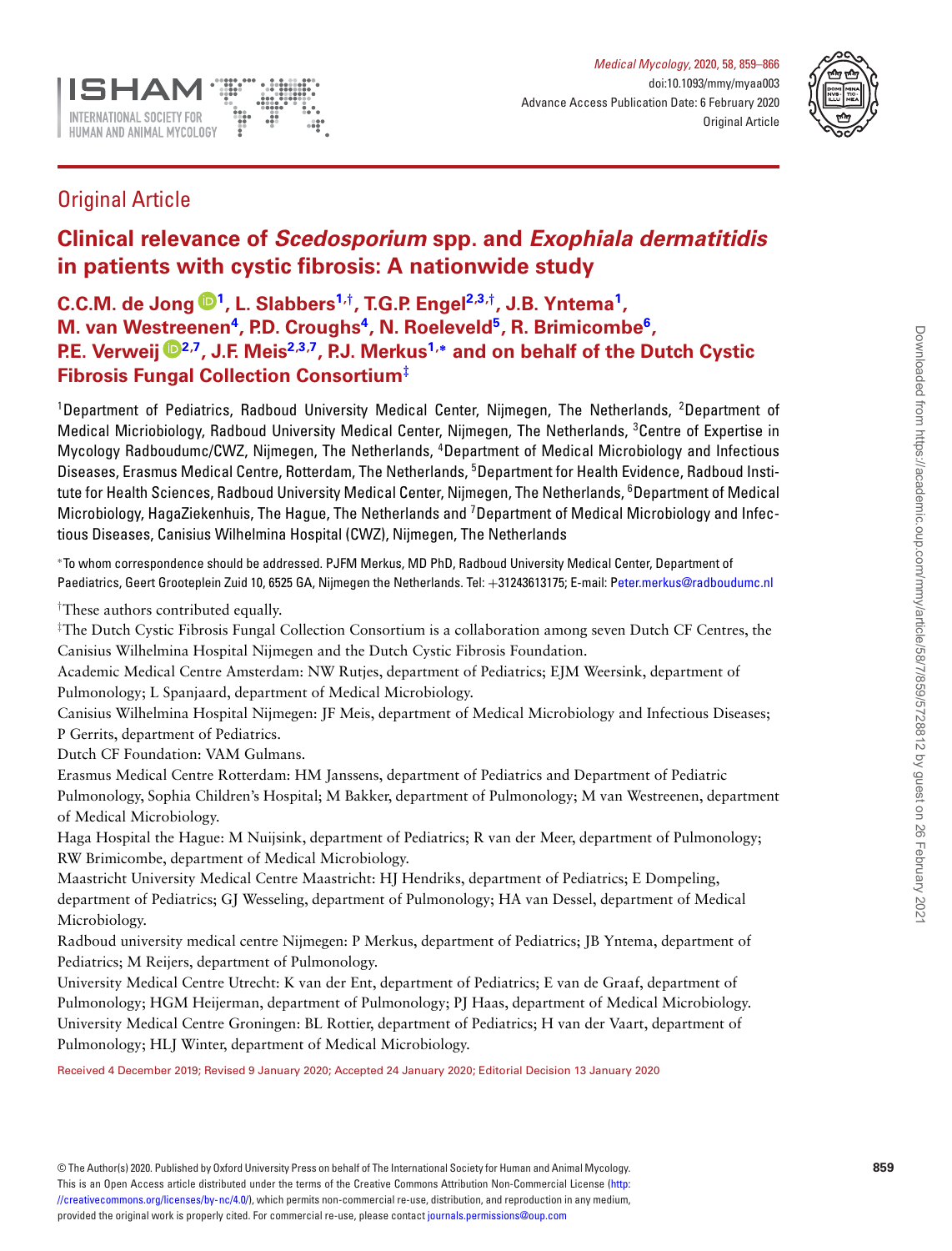Original Article

# Clinical relevance of *Scedosporium* spp. and *Exophiala dermatitidis* in patients with cystic fibrosis: A nationwide study

**C.C.M. de Jong[1], L. Slabbers[1,†], T.G.P. Engel[2,3,†], J.B. Yntema[1], M. van Westreenen[4], P.D. Croughs[4], N. Roeleveld[5], R. Brimicombe[6], P.E. Verweij[2,7], J.F. Meis[2,3,7], P.J. Merkus[1,*] and on behalf of the Dutch Cystic Fibrosis Fungal Collection Consortium[‡]**

[1]Department of Pediatrics, Radboud University Medical Center, Nijmegen, The Netherlands, [2]Department of Medical Micriobiology, Radboud University Medical Center, Nijmegen, The Netherlands, [3]Centre of Expertise in Mycology Radboudumc/CWZ, Nijmegen, The Netherlands, [4]Department of Medical Microbiology and Infectious Diseases, Erasmus Medical Centre, Rotterdam, The Netherlands, [5]Department for Health Evidence, Radboud Institute for Health Sciences, Radboud University Medical Center, Nijmegen, The Netherlands, [6]Department of Medical Microbiology, HagaZiekenhuis, The Hague, The Netherlands and [7]Department of Medical Microbiology and Infectious Diseases, Canisius Wilhelmina Hospital (CWZ), Nijmegen, The Netherlands

*To whom correspondence should be addressed. PJFM Merkus, MD PhD, Radboud University Medical Center, Department of Paediatrics, Geert Grooteplein Zuid 10, 6525 GA, Nijmegen the Netherlands. Tel: +31243613175; E-mail: Peter.merkus@radboudumc.nl

†These authors contributed equally.

‡The Dutch Cystic Fibrosis Fungal Collection Consortium is a collaboration among seven Dutch CF Centres, the Canisius Wilhelmina Hospital Nijmegen and the Dutch Cystic Fibrosis Foundation.

Academic Medical Centre Amsterdam: NW Rutjes, department of Pediatrics; EJM Weersink, department of Pulmonology; L Spanjaard, department of Medical Microbiology.

Canisius Wilhelmina Hospital Nijmegen: JF Meis, department of Medical Microbiology and Infectious Diseases; P Gerrits, department of Pediatrics.

Dutch CF Foundation: VAM Gulmans.

Erasmus Medical Centre Rotterdam: HM Janssens, department of Pediatrics and Department of Pediatric Pulmonology, Sophia Children's Hospital; M Bakker, department of Pulmonology; M van Westreenen, department of Medical Microbiology.

Haga Hospital the Hague: M Nuijsink, department of Pediatrics; R van der Meer, department of Pulmonology; RW Brimicombe, department of Medical Microbiology.

Maastricht University Medical Centre Maastricht: HJ Hendriks, department of Pediatrics; E Dompeling, department of Pediatrics; GJ Wesseling, department of Pulmonology; HA van Dessel, department of Medical Microbiology.

Radboud university medical centre Nijmegen: P Merkus, department of Pediatrics; JB Yntema, department of Pediatrics; M Reijers, department of Pulmonology.

University Medical Centre Utrecht: K van der Ent, department of Pediatrics; E van de Graaf, department of Pulmonology; HGM Heijerman, department of Pulmonology; PJ Haas, department of Medical Microbiology.

University Medical Centre Groningen: BL Rottier, department of Pediatrics; H van der Vaart, department of Pulmonology; HLJ Winter, department of Medical Microbiology.

Received 4 December 2019; Revised 9 January 2020; Accepted 24 January 2020; Editorial Decision 13 January 2020

© The Author(s) 2020. Published by Oxford University Press on behalf of The International Society for Human and Animal Mycology. This is an Open Access article distributed under the terms of the Creative Commons Attribution Non-Commercial License (http://creativecommons.org/licenses/by-nc/4.0/), which permits non-commercial re-use, distribution, and reproduction in any medium, provided the original work is properly cited. For commercial re-use, please contact journals.permissions@oup.com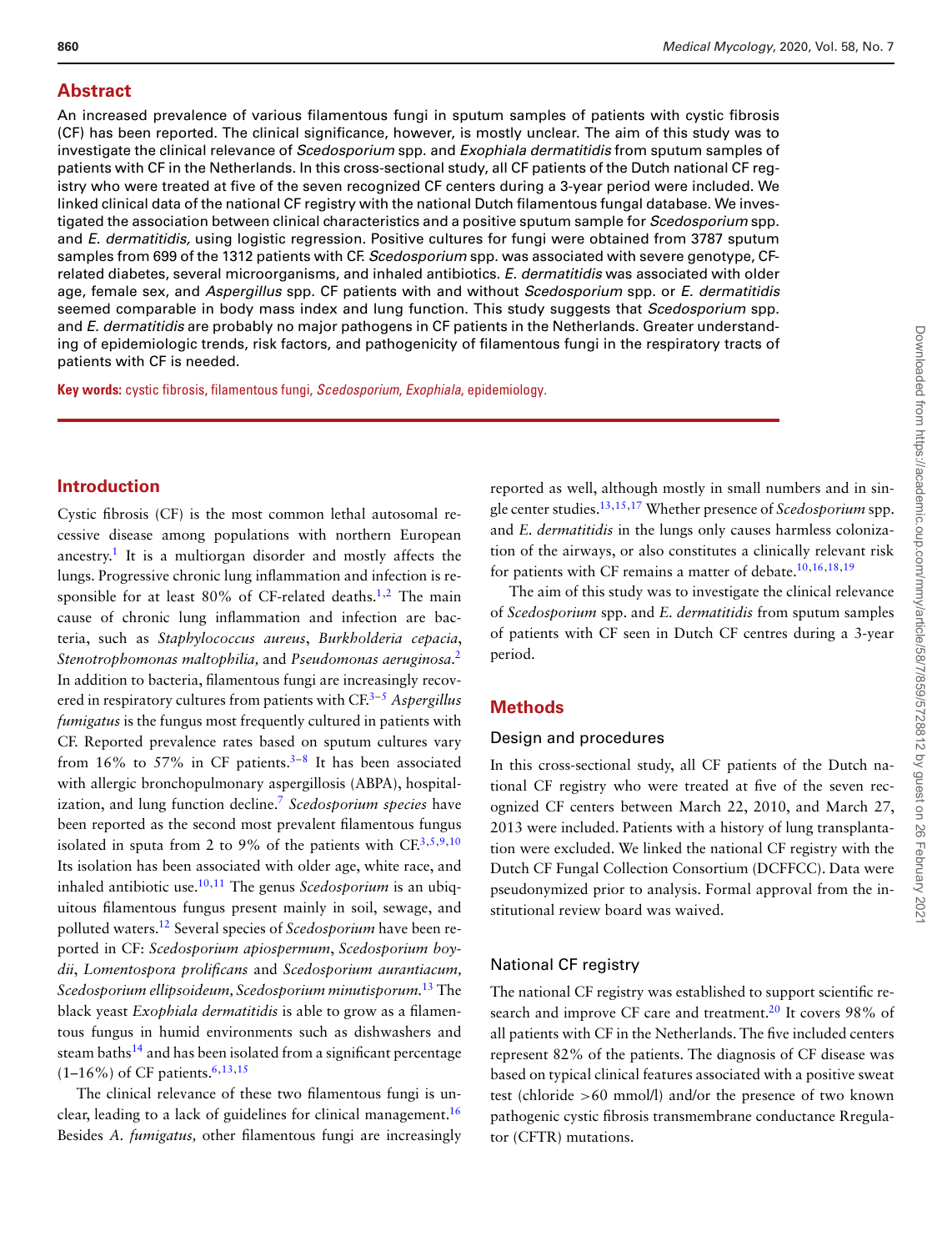## Abstract

An increased prevalence of various filamentous fungi in sputum samples of patients with cystic fibrosis (CF) has been reported. The clinical significance, however, is mostly unclear. The aim of this study was to investigate the clinical relevance of *Scedosporium* spp. and *Exophiala dermatitidis* from sputum samples of patients with CF in the Netherlands. In this cross-sectional study, all CF patients of the Dutch national CF registry who were treated at five of the seven recognized CF centers during a 3-year period were included. We linked clinical data of the national CF registry with the national Dutch filamentous fungal database. We investigated the association between clinical characteristics and a positive sputum sample for *Scedosporium* spp. and *E. dermatitidis,* using logistic regression. Positive cultures for fungi were obtained from 3787 sputum samples from 699 of the 1312 patients with CF. *Scedosporium* spp. was associated with severe genotype, CF-related diabetes, several microorganisms, and inhaled antibiotics. *E. dermatitidis* was associated with older age, female sex, and *Aspergillus* spp. CF patients with and without *Scedosporium* spp. or *E. dermatitidis* seemed comparable in body mass index and lung function. This study suggests that *Scedosporium* spp. and *E. dermatitidis* are probably no major pathogens in CF patients in the Netherlands. Greater understanding of epidemiologic trends, risk factors, and pathogenicity of filamentous fungi in the respiratory tracts of patients with CF is needed.

**Key words:** cystic fibrosis, filamentous fungi, *Scedosporium*, *Exophiala*, epidemiology.

## Introduction

Cystic fibrosis (CF) is the most common lethal autosomal recessive disease among populations with northern European ancestry.[1] It is a multiorgan disorder and mostly affects the lungs. Progressive chronic lung inflammation and infection is responsible for at least 80% of CF-related deaths.[1,2] The main cause of chronic lung inflammation and infection are bacteria, such as *Staphylococcus aureus*, *Burkholderia cepacia*, *Stenotrophomonas maltophilia,* and *Pseudomonas aeruginosa*.[2] In addition to bacteria, filamentous fungi are increasingly recovered in respiratory cultures from patients with CF.[3–5] *Aspergillus fumigatus* is the fungus most frequently cultured in patients with CF. Reported prevalence rates based on sputum cultures vary from 16% to 57% in CF patients.[3–8] It has been associated with allergic bronchopulmonary aspergillosis (ABPA), hospitalization, and lung function decline.[7] *Scedosporium species* have been reported as the second most prevalent filamentous fungus isolated in sputa from 2 to 9% of the patients with CF.[3,5,9,10] Its isolation has been associated with older age, white race, and inhaled antibiotic use.[10,11] The genus *Scedosporium* is an ubiquitous filamentous fungus present mainly in soil, sewage, and polluted waters.[12] Several species of *Scedosporium* have been reported in CF: *Scedosporium apiospermum*, *Scedosporium boydii*, *Lomentospora prolificans* and *Scedosporium aurantiacum, Scedosporium ellipsoideum, Scedosporium minutisporum.*[13] The black yeast *Exophiala dermatitidis* is able to grow as a filamentous fungus in humid environments such as dishwashers and steam baths[14] and has been isolated from a significant percentage (1–16%) of CF patients.[6,13,15]

The clinical relevance of these two filamentous fungi is unclear, leading to a lack of guidelines for clinical management.[16] Besides *A. fumigatus,* other filamentous fungi are increasingly reported as well, although mostly in small numbers and in single center studies.[13,15,17] Whether presence of *Scedosporium* spp. and *E. dermatitidis* in the lungs only causes harmless colonization of the airways, or also constitutes a clinically relevant risk for patients with CF remains a matter of debate.[10,16,18,19]

The aim of this study was to investigate the clinical relevance of *Scedosporium* spp. and *E. dermatitidis* from sputum samples of patients with CF seen in Dutch CF centres during a 3-year period.

## Methods

### Design and procedures

In this cross-sectional study, all CF patients of the Dutch national CF registry who were treated at five of the seven recognized CF centers between March 22, 2010, and March 27, 2013 were included. Patients with a history of lung transplantation were excluded. We linked the national CF registry with the Dutch CF Fungal Collection Consortium (DCFFCC). Data were pseudonymized prior to analysis. Formal approval from the institutional review board was waived.

### National CF registry

The national CF registry was established to support scientific research and improve CF care and treatment.[20] It covers 98% of all patients with CF in the Netherlands. The five included centers represent 82% of the patients. The diagnosis of CF disease was based on typical clinical features associated with a positive sweat test (chloride >60 mmol/l) and/or the presence of two known pathogenic cystic fibrosis transmembrane conductance Rregulator (CFTR) mutations.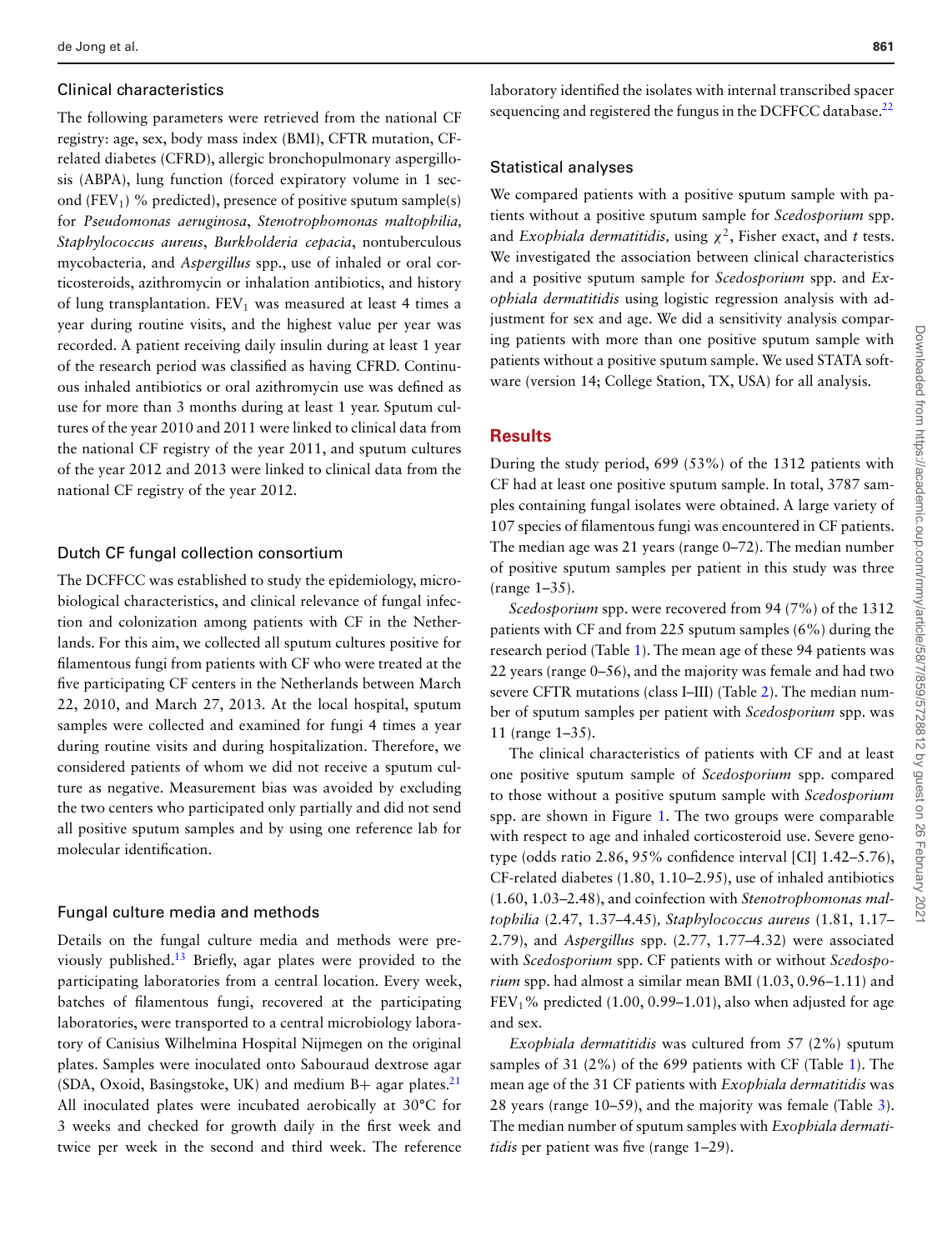### Clinical characteristics

The following parameters were retrieved from the national CF registry: age, sex, body mass index (BMI), CFTR mutation, CF-related diabetes (CFRD), allergic bronchopulmonary aspergillosis (ABPA), lung function (forced expiratory volume in 1 second ($FEV_1$) % predicted), presence of positive sputum sample(s) for *Pseudomonas aeruginosa*, *Stenotrophomonas maltophilia, Staphylococcus aureus*, *Burkholderia cepacia*, nontuberculous mycobacteria*,* and *Aspergillus* spp., use of inhaled or oral corticosteroids, azithromycin or inhalation antibiotics, and history of lung transplantation. $FEV_1$ was measured at least 4 times a year during routine visits, and the highest value per year was recorded. A patient receiving daily insulin during at least 1 year of the research period was classified as having CFRD. Continuous inhaled antibiotics or oral azithromycin use was defined as use for more than 3 months during at least 1 year. Sputum cultures of the year 2010 and 2011 were linked to clinical data from the national CF registry of the year 2011, and sputum cultures of the year 2012 and 2013 were linked to clinical data from the national CF registry of the year 2012.

### Dutch CF fungal collection consortium

The DCFFCC was established to study the epidemiology, microbiological characteristics, and clinical relevance of fungal infection and colonization among patients with CF in the Netherlands. For this aim, we collected all sputum cultures positive for filamentous fungi from patients with CF who were treated at the five participating CF centers in the Netherlands between March 22, 2010, and March 27, 2013. At the local hospital, sputum samples were collected and examined for fungi 4 times a year during routine visits and during hospitalization. Therefore, we considered patients of whom we did not receive a sputum culture as negative. Measurement bias was avoided by excluding the two centers who participated only partially and did not send all positive sputum samples and by using one reference lab for molecular identification.

### Fungal culture media and methods

Details on the fungal culture media and methods were previously published.[13] Briefly, agar plates were provided to the participating laboratories from a central location. Every week, batches of filamentous fungi, recovered at the participating laboratories, were transported to a central microbiology laboratory of Canisius Wilhelmina Hospital Nijmegen on the original plates. Samples were inoculated onto Sabouraud dextrose agar (SDA, Oxoid, Basingstoke, UK) and medium B+ agar plates.[21] All inoculated plates were incubated aerobically at 30°C for 3 weeks and checked for growth daily in the first week and twice per week in the second and third week. The reference laboratory identified the isolates with internal transcribed spacer sequencing and registered the fungus in the DCFFCC database.[22]

### Statistical analyses

We compared patients with a positive sputum sample with patients without a positive sputum sample for *Scedosporium* spp. and *Exophiala dermatitidis,* using $\chi^2$, Fisher exact, and *t* tests. We investigated the association between clinical characteristics and a positive sputum sample for *Scedosporium* spp. and *Exophiala dermatitidis* using logistic regression analysis with adjustment for sex and age. We did a sensitivity analysis comparing patients with more than one positive sputum sample with patients without a positive sputum sample. We used STATA software (version 14; College Station, TX, USA) for all analysis.

## Results

During the study period, 699 (53%) of the 1312 patients with CF had at least one positive sputum sample. In total, 3787 samples containing fungal isolates were obtained. A large variety of 107 species of filamentous fungi was encountered in CF patients. The median age was 21 years (range 0–72). The median number of positive sputum samples per patient in this study was three (range 1–35).

*Scedosporium* spp. were recovered from 94 (7%) of the 1312 patients with CF and from 225 sputum samples (6%) during the research period (Table 1). The mean age of these 94 patients was 22 years (range 0–56), and the majority was female and had two severe CFTR mutations (class I–III) (Table 2). The median number of sputum samples per patient with *Scedosporium* spp. was 11 (range 1–35).

The clinical characteristics of patients with CF and at least one positive sputum sample of *Scedosporium* spp. compared to those without a positive sputum sample with *Scedosporium* spp. are shown in Figure 1. The two groups were comparable with respect to age and inhaled corticosteroid use. Severe genotype (odds ratio 2.86, 95% confidence interval [CI] 1.42–5.76), CF-related diabetes (1.80, 1.10–2.95), use of inhaled antibiotics (1.60, 1.03–2.48), and coinfection with *Stenotrophomonas maltophilia* (2.47, 1.37–4.45)*, Staphylococcus aureus* (1.81, 1.17–2.79), and *Aspergillus* spp. (2.77, 1.77–4.32) were associated with *Scedosporium* spp. CF patients with or without *Scedosporium* spp. had almost a similar mean BMI (1.03, 0.96–1.11) and $FEV_1$% predicted (1.00, 0.99–1.01), also when adjusted for age and sex.

*Exophiala dermatitidis* was cultured from 57 (2%) sputum samples of 31 (2%) of the 699 patients with CF (Table 1). The mean age of the 31 CF patients with *Exophiala dermatitidis* was 28 years (range 10–59), and the majority was female (Table 3). The median number of sputum samples with *Exophiala dermatitidis* per patient was five (range 1–29).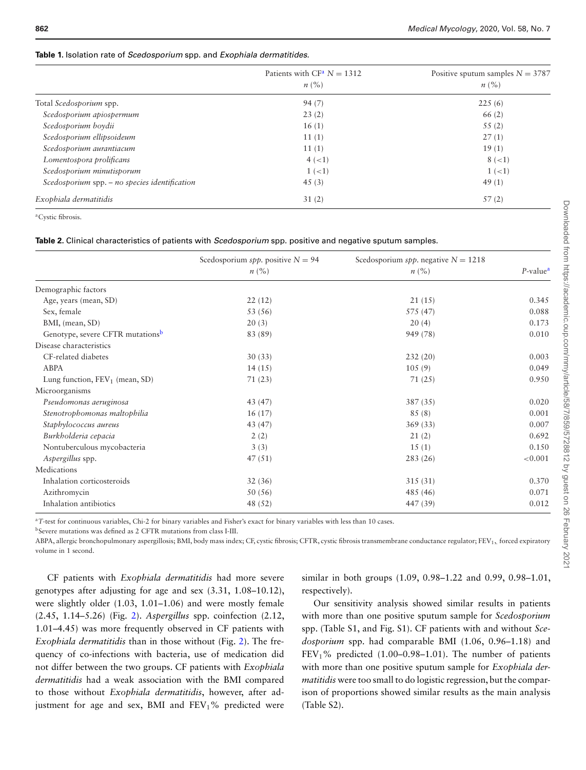**Table 1.** Isolation rate of *Scedosporium* spp. and *Exophiala dermatitides.*

| | Patients with CF[a] $N = 1312$ $n$ (%) | Positive sputum samples $N = 3787$ $n$ (%) |
|---|---|---|
| Total *Scedosporium* spp. | 94 (7) | 225 (6) |
| *Scedosporium apiospermum* | 23 (2) | 66 (2) |
| *Scedosporium boydii* | 16 (1) | 55 (2) |
| *Scedosporium ellipsoideum* | 11 (1) | 27 (1) |
| *Scedosporium aurantiacum* | 11 (1) | 19 (1) |
| *Lomentospora prolificans* | 4 (<1) | 8 (<1) |
| *Scedosporium minutisporum* | 1 (<1) | 1 (<1) |
| *Scedosporium* spp. – *no species identification* | 45 (3) | 49 (1) |
| *Exophiala dermatitidis* | 31 (2) | 57 (2) |

[a]Cystic fibrosis.

**Table 2.** Clinical characteristics of patients with *Scedosporium* spp. positive and negative sputum samples.

| | Scedosporium *spp.* positive $N = 94$ $n$ (%) | Scedosporium *spp.* negative $N = 1218$ $n$ (%) | $P$-value[a] |
|---|---|---|---|
| Demographic factors | | | |
| Age, years (mean, SD) | 22 (12) | 21 (15) | 0.345 |
| Sex, female | 53 (56) | 575 (47) | 0.088 |
| BMI, (mean, SD) | 20 (3) | 20 (4) | 0.173 |
| Genotype, severe CFTR mutations[b] | 83 (89) | 949 (78) | 0.010 |
| Disease characteristics | | | |
| CF-related diabetes | 30 (33) | 232 (20) | 0.003 |
| ABPA | 14 (15) | 105 (9) | 0.049 |
| Lung function, $FEV_1$ (mean, SD) | 71 (23) | 71 (25) | 0.950 |
| Microorganisms | | | |
| *Pseudomonas aeruginosa* | 43 (47) | 387 (35) | 0.020 |
| *Stenotrophomonas maltophilia* | 16 (17) | 85 (8) | 0.001 |
| *Staphylococcus aureus* | 43 (47) | 369 (33) | 0.007 |
| *Burkholderia cepacia* | 2 (2) | 21 (2) | 0.692 |
| Nontuberculous mycobacteria | 3 (3) | 15 (1) | 0.150 |
| *Aspergillus* spp. | 47 (51) | 283 (26) | <0.001 |
| Medications | | | |
| Inhalation corticosteroids | 32 (36) | 315 (31) | 0.370 |
| Azithromycin | 50 (56) | 485 (46) | 0.071 |
| Inhalation antibiotics | 48 (52) | 447 (39) | 0.012 |

[a]*T*-test for continuous variables, Chi-2 for binary variables and Fisher's exact for binary variables with less than 10 cases.

[b]Severe mutations was defined as 2 CFTR mutations from class I-III.

ABPA, allergic bronchopulmonary aspergillosis; BMI, body mass index; CF, cystic fibrosis; CFTR, cystic fibrosis transmembrane conductance regulator; $FEV_1$, forced expiratory volume in 1 second.

CF patients with *Exophiala dermatitidis* had more severe genotypes after adjusting for age and sex (3.31, 1.08–10.12), were slightly older (1.03, 1.01–1.06) and were mostly female (2.45, 1.14–5.26) (Fig. 2). *Aspergillus* spp. coinfection (2.12, 1.01–4.45) was more frequently observed in CF patients with *Exophiala dermatitidis* than in those without (Fig. 2). The frequency of co-infections with bacteria, use of medication did not differ between the two groups. CF patients with *Exophiala dermatitidis* had a weak association with the BMI compared to those without *Exophiala dermatitidis*, however, after adjustment for age and sex, BMI and $FEV_1$% predicted were similar in both groups (1.09, 0.98–1.22 and 0.99, 0.98–1.01, respectively).

Our sensitivity analysis showed similar results in patients with more than one positive sputum sample for *Scedosporium* spp. (Table S1, and Fig. S1). CF patients with and without *Scedosporium* spp. had comparable BMI (1.06, 0.96–1.18) and $FEV_1$% predicted (1.00–0.98–1.01). The number of patients with more than one positive sputum sample for *Exophiala dermatitidis* were too small to do logistic regression, but the comparison of proportions showed similar results as the main analysis (Table S2).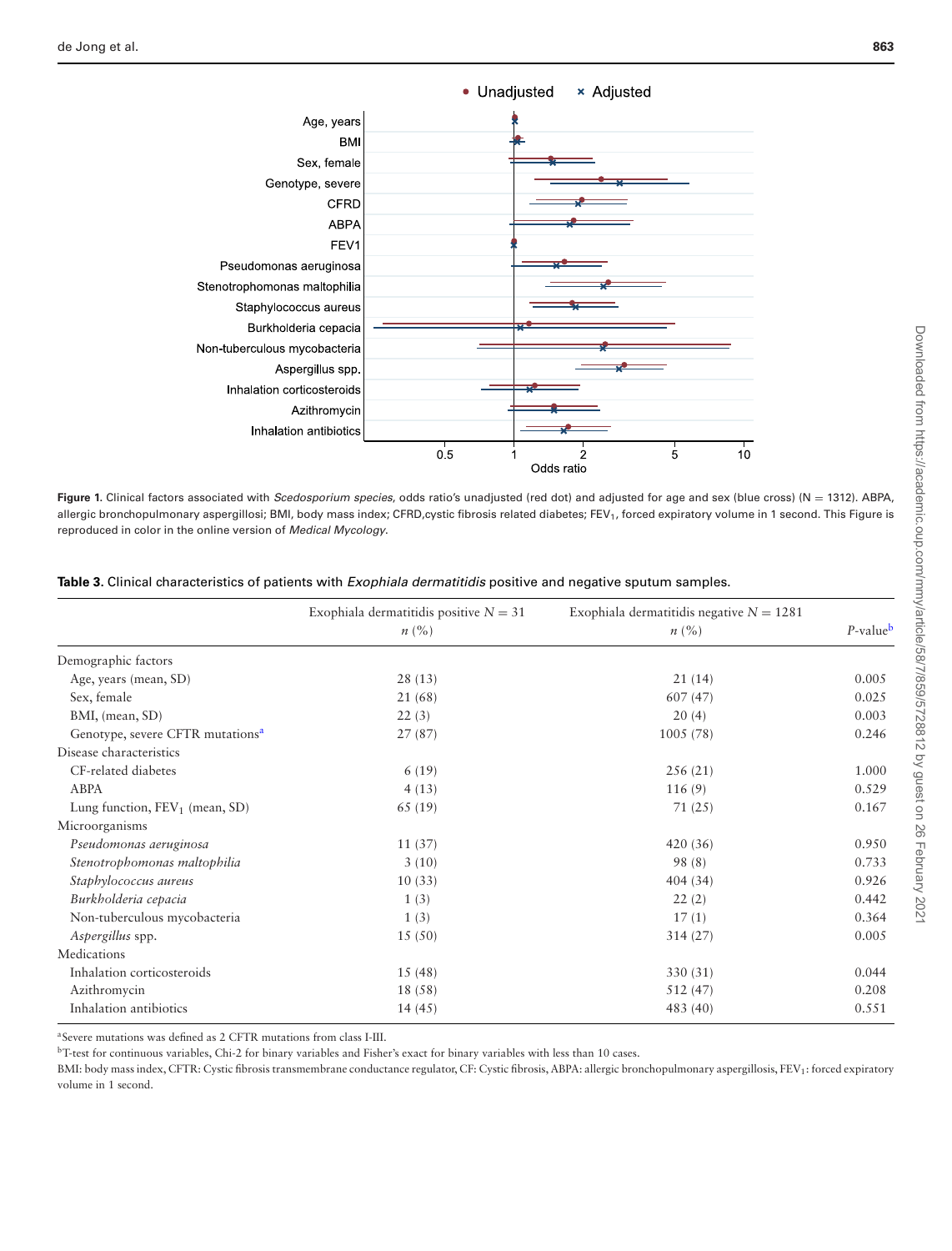**Figure 1.** Clinical factors associated with *Scedosporium species,* odds ratio's unadjusted (red dot) and adjusted for age and sex (blue cross) (N = 1312). ABPA, allergic bronchopulmonary aspergillosi; BMI, body mass index; CFRD,cystic fibrosis related diabetes; $FEV_1$, forced expiratory volume in 1 second. This Figure is reproduced in color in the online version of *Medical Mycology*.

**Table 3.** Clinical characteristics of patients with *Exophiala dermatitidis* positive and negative sputum samples.

| | Exophiala dermatitidis positive $N = 31$ $n$ (%) | Exophiala dermatitidis negative $N = 1281$ $n$ (%) | $P$-value[b] |
|---|---|---|---|
| Demographic factors | | | |
| Age, years (mean, SD) | 28 (13) | 21 (14) | 0.005 |
| Sex, female | 21 (68) | 607 (47) | 0.025 |
| BMI, (mean, SD) | 22 (3) | 20 (4) | 0.003 |
| Genotype, severe CFTR mutations[a] | 27 (87) | 1005 (78) | 0.246 |
| Disease characteristics | | | |
| CF-related diabetes | 6 (19) | 256 (21) | 1.000 |
| ABPA | 4 (13) | 116 (9) | 0.529 |
| Lung function, $FEV_1$ (mean, SD) | 65 (19) | 71 (25) | 0.167 |
| Microorganisms | | | |
| *Pseudomonas aeruginosa* | 11 (37) | 420 (36) | 0.950 |
| *Stenotrophomonas maltophilia* | 3 (10) | 98 (8) | 0.733 |
| *Staphylococcus aureus* | 10 (33) | 404 (34) | 0.926 |
| *Burkholderia cepacia* | 1 (3) | 22 (2) | 0.442 |
| Non-tuberculous mycobacteria | 1 (3) | 17 (1) | 0.364 |
| *Aspergillus* spp. | 15 (50) | 314 (27) | 0.005 |
| Medications | | | |
| Inhalation corticosteroids | 15 (48) | 330 (31) | 0.044 |
| Azithromycin | 18 (58) | 512 (47) | 0.208 |
| Inhalation antibiotics | 14 (45) | 483 (40) | 0.551 |

[a]Severe mutations was defined as 2 CFTR mutations from class I-III.

[b]T-test for continuous variables, Chi-2 for binary variables and Fisher's exact for binary variables with less than 10 cases.

BMI: body mass index, CFTR: Cystic fibrosis transmembrane conductance regulator, CF: Cystic fibrosis, ABPA: allergic bronchopulmonary aspergillosis, $FEV_1$: forced expiratory volume in 1 second.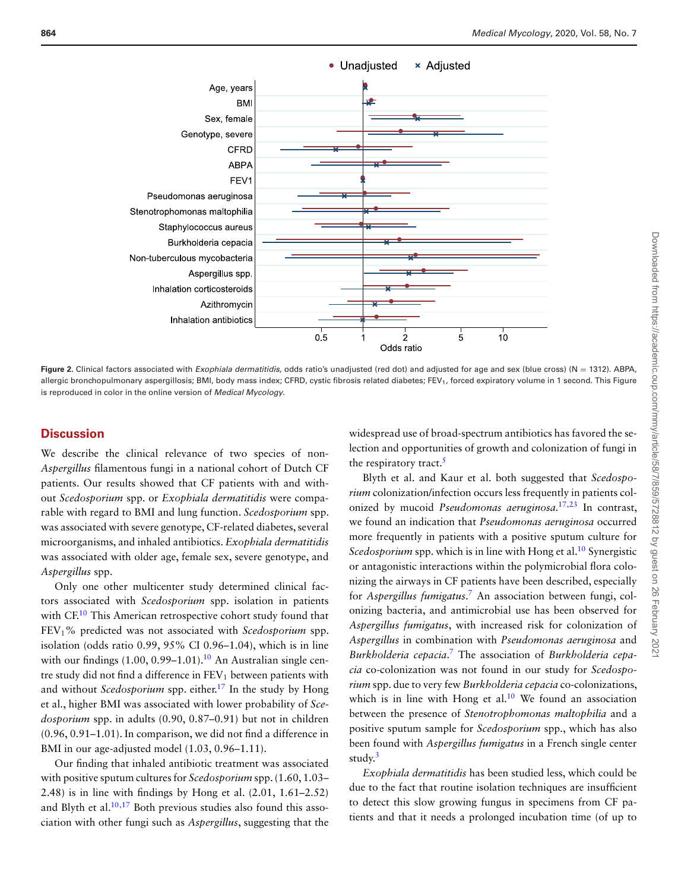Figure 2. Clinical factors associated with *Exophiala dermatitidis*, odds ratio's unadjusted (red dot) and adjusted for age and sex (blue cross) (N = 1312). ABPA, allergic bronchopulmonary aspergillosis; BMI, body mass index; CFRD, cystic fibrosis related diabetes; $FEV_1$, forced expiratory volume in 1 second. This Figure is reproduced in color in the online version of *Medical Mycology*.

## Discussion

We describe the clinical relevance of two species of non-*Aspergillus* filamentous fungi in a national cohort of Dutch CF patients. Our results showed that CF patients with and without *Scedosporium* spp. or *Exophiala dermatitidis* were comparable with regard to BMI and lung function. *Scedosporium* spp. was associated with severe genotype, CF-related diabetes, several microorganisms, and inhaled antibiotics. *Exophiala dermatitidis* was associated with older age, female sex, severe genotype, and *Aspergillus* spp.

Only one other multicenter study determined clinical factors associated with *Scedosporium* spp. isolation in patients with CF.[10] This American retrospective cohort study found that $FEV_1$% predicted was not associated with *Scedosporium* spp. isolation (odds ratio 0.99, 95% CI 0.96–1.04), which is in line with our findings (1.00, 0.99–1.01).[10] An Australian single centre study did not find a difference in $FEV_1$ between patients with and without *Scedosporium* spp. either.[17] In the study by Hong et al., higher BMI was associated with lower probability of *Scedosporium* spp. in adults (0.90, 0.87–0.91) but not in children (0.96, 0.91–1.01). In comparison, we did not find a difference in BMI in our age-adjusted model (1.03, 0.96–1.11).

Our finding that inhaled antibiotic treatment was associated with positive sputum cultures for *Scedosporium* spp. (1.60, 1.03–2.48) is in line with findings by Hong et al. (2.01, 1.61–2.52) and Blyth et al.[10,17] Both previous studies also found this association with other fungi such as *Aspergillus*, suggesting that the widespread use of broad-spectrum antibiotics has favored the selection and opportunities of growth and colonization of fungi in the respiratory tract.[5]

Blyth et al. and Kaur et al. both suggested that *Scedosporium* colonization/infection occurs less frequently in patients colonized by mucoid *Pseudomonas aeruginosa*.[17,23] In contrast, we found an indication that *Pseudomonas aeruginosa* occurred more frequently in patients with a positive sputum culture for *Scedosporium* spp. which is in line with Hong et al.[10] Synergistic or antagonistic interactions within the polymicrobial flora colonizing the airways in CF patients have been described, especially for *Aspergillus fumigatus*.[7] An association between fungi, colonizing bacteria, and antimicrobial use has been observed for *Aspergillus fumigatus*, with increased risk for colonization of *Aspergillus* in combination with *Pseudomonas aeruginosa* and *Burkholderia cepacia*.[7] The association of *Burkholderia cepacia* co-colonization was not found in our study for *Scedosporium* spp. due to very few *Burkholderia cepacia* co-colonizations, which is in line with Hong et al.[10] We found an association between the presence of *Stenotrophomonas maltophilia* and a positive sputum sample for *Scedosporium* spp., which has also been found with *Aspergillus fumigatus* in a French single center study.[3]

*Exophiala dermatitidis* has been studied less, which could be due to the fact that routine isolation techniques are insufficient to detect this slow growing fungus in specimens from CF patients and that it needs a prolonged incubation time (of up to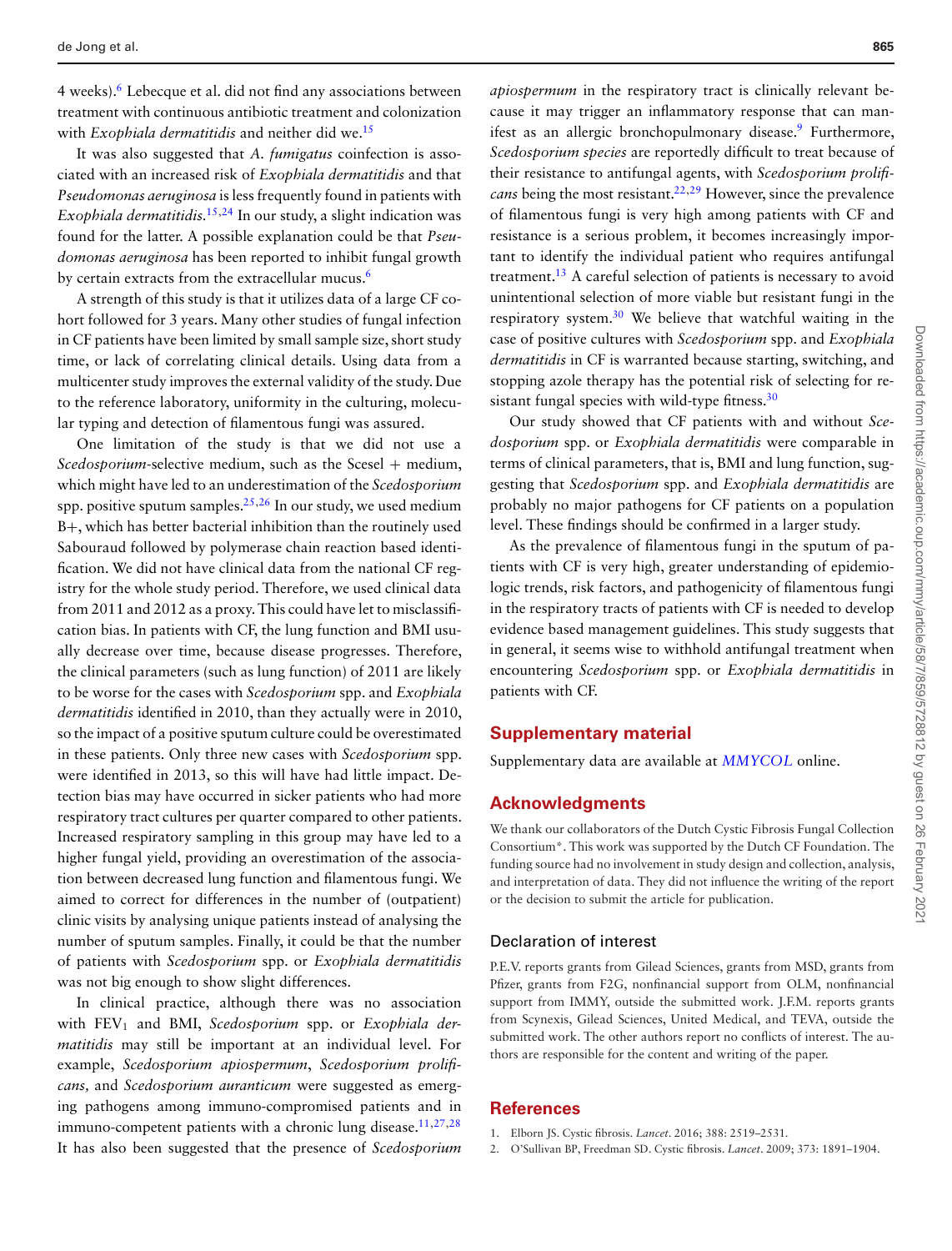4 weeks).[6] Lebecque et al. did not find any associations between treatment with continuous antibiotic treatment and colonization with *Exophiala dermatitidis* and neither did we.[15]

It was also suggested that *A. fumigatus* coinfection is associated with an increased risk of *Exophiala dermatitidis* and that *Pseudomonas aeruginosa* is less frequently found in patients with *Exophiala dermatitidis*.[15,24] In our study, a slight indication was found for the latter. A possible explanation could be that *Pseudomonas aeruginosa* has been reported to inhibit fungal growth by certain extracts from the extracellular mucus.[6]

A strength of this study is that it utilizes data of a large CF cohort followed for 3 years. Many other studies of fungal infection in CF patients have been limited by small sample size, short study time, or lack of correlating clinical details. Using data from a multicenter study improves the external validity of the study. Due to the reference laboratory, uniformity in the culturing, molecular typing and detection of filamentous fungi was assured.

One limitation of the study is that we did not use a *Scedosporium*-selective medium, such as the Scesel + medium, which might have led to an underestimation of the *Scedosporium* spp. positive sputum samples.[25,26] In our study, we used medium B+, which has better bacterial inhibition than the routinely used Sabouraud followed by polymerase chain reaction based identification. We did not have clinical data from the national CF registry for the whole study period. Therefore, we used clinical data from 2011 and 2012 as a proxy. This could have let to misclassification bias. In patients with CF, the lung function and BMI usually decrease over time, because disease progresses. Therefore, the clinical parameters (such as lung function) of 2011 are likely to be worse for the cases with *Scedosporium* spp. and *Exophiala dermatitidis* identified in 2010, than they actually were in 2010, so the impact of a positive sputum culture could be overestimated in these patients. Only three new cases with *Scedosporium* spp. were identified in 2013, so this will have had little impact. Detection bias may have occurred in sicker patients who had more respiratory tract cultures per quarter compared to other patients. Increased respiratory sampling in this group may have led to a higher fungal yield, providing an overestimation of the association between decreased lung function and filamentous fungi. We aimed to correct for differences in the number of (outpatient) clinic visits by analysing unique patients instead of analysing the number of sputum samples. Finally, it could be that the number of patients with *Scedosporium* spp. or *Exophiala dermatitidis* was not big enough to show slight differences.

In clinical practice, although there was no association with $FEV_1$ and BMI, *Scedosporium* spp. or *Exophiala dermatitidis* may still be important at an individual level. For example, *Scedosporium apiospermum*, *Scedosporium prolificans,* and *Scedosporium auranticum* were suggested as emerging pathogens among immuno-compromised patients and in immuno-competent patients with a chronic lung disease.[11,27,28] It has also been suggested that the presence of *Scedosporium apiospermum* in the respiratory tract is clinically relevant because it may trigger an inflammatory response that can manifest as an allergic bronchopulmonary disease.[9] Furthermore, *Scedosporium species* are reportedly difficult to treat because of their resistance to antifungal agents, with *Scedosporium prolificans* being the most resistant.[22,29] However, since the prevalence of filamentous fungi is very high among patients with CF and resistance is a serious problem, it becomes increasingly important to identify the individual patient who requires antifungal treatment.[13] A careful selection of patients is necessary to avoid unintentional selection of more viable but resistant fungi in the respiratory system.[30] We believe that watchful waiting in the case of positive cultures with *Scedosporium* spp. and *Exophiala dermatitidis* in CF is warranted because starting, switching, and stopping azole therapy has the potential risk of selecting for resistant fungal species with wild-type fitness.[30]

Our study showed that CF patients with and without *Scedosporium* spp. or *Exophiala dermatitidis* were comparable in terms of clinical parameters, that is, BMI and lung function, suggesting that *Scedosporium* spp. and *Exophiala dermatitidis* are probably no major pathogens for CF patients on a population level. These findings should be confirmed in a larger study.

As the prevalence of filamentous fungi in the sputum of patients with CF is very high, greater understanding of epidemiologic trends, risk factors, and pathogenicity of filamentous fungi in the respiratory tracts of patients with CF is needed to develop evidence based management guidelines. This study suggests that in general, it seems wise to withhold antifungal treatment when encountering *Scedosporium* spp. or *Exophiala dermatitidis* in patients with CF.

## Supplementary material

Supplementary data are available at *MMYCOL* online.

## Acknowledgments

We thank our collaborators of the Dutch Cystic Fibrosis Fungal Collection Consortium*. This work was supported by the Dutch CF Foundation. The funding source had no involvement in study design and collection, analysis, and interpretation of data. They did not influence the writing of the report or the decision to submit the article for publication.

### Declaration of interest

P.E.V. reports grants from Gilead Sciences, grants from MSD, grants from Pfizer, grants from F2G, nonfinancial support from OLM, nonfinancial support from IMMY, outside the submitted work. J.F.M. reports grants from Scynexis, Gilead Sciences, United Medical, and TEVA, outside the submitted work. The other authors report no conflicts of interest. The authors are responsible for the content and writing of the paper.

## References

1. Elborn JS. Cystic fibrosis. *Lancet*. 2016; 388: 2519–2531.
2. O'Sullivan BP, Freedman SD. Cystic fibrosis. *Lancet*. 2009; 373: 1891–1904.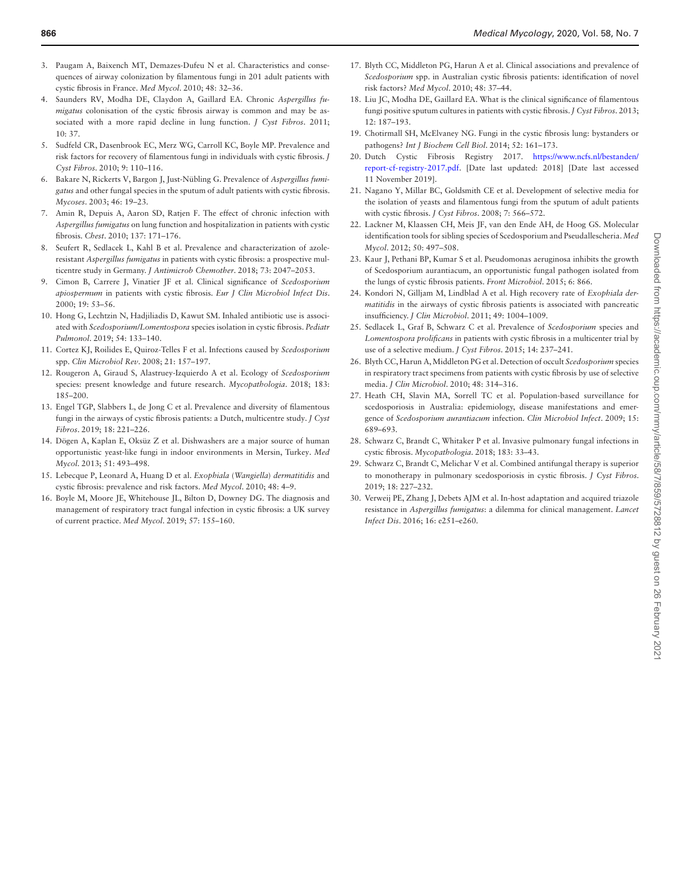3. Paugam A, Baixench MT, Demazes-Dufeu N et al. Characteristics and consequences of airway colonization by filamentous fungi in 201 adult patients with cystic fibrosis in France. *Med Mycol*. 2010; 48: 32–36.
4. Saunders RV, Modha DE, Claydon A, Gaillard EA. Chronic *Aspergillus fumigatus* colonisation of the cystic fibrosis airway is common and may be associated with a more rapid decline in lung function. *J Cyst Fibros*. 2011; 10: 37.
5. Sudfeld CR, Dasenbrook EC, Merz WG, Carroll KC, Boyle MP. Prevalence and risk factors for recovery of filamentous fungi in individuals with cystic fibrosis. *J Cyst Fibros*. 2010; 9: 110–116.
6. Bakare N, Rickerts V, Bargon J, Just-Nübling G. Prevalence of *Aspergillus fumigatus* and other fungal species in the sputum of adult patients with cystic fibrosis. *Mycoses*. 2003; 46: 19–23.
7. Amin R, Depuis A, Aaron SD, Ratjen F. The effect of chronic infection with *Aspergillus fumigatus* on lung function and hospitalization in patients with cystic fibrosis. *Chest*. 2010; 137: 171–176.
8. Seufert R, Sedlacek L, Kahl B et al. Prevalence and characterization of azole-resistant *Aspergillus fumigatus* in patients with cystic fibrosis: a prospective multicentre study in Germany. *J Antimicrob Chemother*. 2018; 73: 2047–2053.
9. Cimon B, Carrere J, Vinatier JF et al. Clinical significance of *Scedosporium apiospermum* in patients with cystic fibrosis. *Eur J Clin Microbiol Infect Dis*. 2000; 19: 53–56.
10. Hong G, Lechtzin N, Hadjiliadis D, Kawut SM. Inhaled antibiotic use is associated with *Scedosporium/Lomentospora* species isolation in cystic fibrosis. *Pediatr Pulmonol*. 2019; 54: 133–140.
11. Cortez KJ, Roilides E, Quiroz-Telles F et al. Infections caused by *Scedosporium* spp. *Clin Microbiol Rev*. 2008; 21: 157–197.
12. Rougeron A, Giraud S, Alastruey-Izquierdo A et al. Ecology of *Scedosporium* species: present knowledge and future research. *Mycopathologia*. 2018; 183: 185–200.
13. Engel TGP, Slabbers L, de Jong C et al. Prevalence and diversity of filamentous fungi in the airways of cystic fibrosis patients: a Dutch, multicentre study. *J Cyst Fibros*. 2019; 18: 221–226.
14. Dögen A, Kaplan E, Oksüz Z et al. Dishwashers are a major source of human opportunistic yeast-like fungi in indoor environments in Mersin, Turkey. *Med Mycol*. 2013; 51: 493–498.
15. Lebecque P, Leonard A, Huang D et al. *Exophiala* (*Wangiella*) *dermatitidis* and cystic fibrosis: prevalence and risk factors. *Med Mycol*. 2010; 48: 4–9.
16. Boyle M, Moore JE, Whitehouse JL, Bilton D, Downey DG. The diagnosis and management of respiratory tract fungal infection in cystic fibrosis: a UK survey of current practice. *Med Mycol*. 2019; 57: 155–160.
17. Blyth CC, Middleton PG, Harun A et al. Clinical associations and prevalence of *Scedosporium* spp. in Australian cystic fibrosis patients: identification of novel risk factors? *Med Mycol*. 2010; 48: 37–44.
18. Liu JC, Modha DE, Gaillard EA. What is the clinical significance of filamentous fungi positive sputum cultures in patients with cystic fibrosis. *J Cyst Fibros*. 2013; 12: 187–193.
19. Chotirmall SH, McElvaney NG. Fungi in the cystic fibrosis lung: bystanders or pathogens? *Int J Biochem Cell Biol*. 2014; 52: 161–173.
20. Dutch Cystic Fibrosis Registry 2017. https://www.ncfs.nl/bestanden/report-cf-registry-2017.pdf. [Date last updated: 2018] [Date last accessed 11 November 2019].
21. Nagano Y, Millar BC, Goldsmith CE et al. Development of selective media for the isolation of yeasts and filamentous fungi from the sputum of adult patients with cystic fibrosis. *J Cyst Fibros*. 2008; 7: 566–572.
22. Lackner M, Klaassen CH, Meis JF, van den Ende AH, de Hoog GS. Molecular identification tools for sibling species of Scedosporium and Pseudallescheria. *Med Mycol*. 2012; 50: 497–508.
23. Kaur J, Pethani BP, Kumar S et al. Pseudomonas aeruginosa inhibits the growth of Scedosporium aurantiacum, an opportunistic fungal pathogen isolated from the lungs of cystic fibrosis patients. *Front Microbiol*. 2015; 6: 866.
24. Kondori N, Gilljam M, Lindblad A et al. High recovery rate of *Exophiala dermatitidis* in the airways of cystic fibrosis patients is associated with pancreatic insufficiency. *J Clin Microbiol*. 2011; 49: 1004–1009.
25. Sedlacek L, Graf B, Schwarz C et al. Prevalence of *Scedosporium* species and *Lomentospora prolificans* in patients with cystic fibrosis in a multicenter trial by use of a selective medium. *J Cyst Fibros*. 2015; 14: 237–241.
26. Blyth CC, Harun A, Middleton PG et al. Detection of occult *Scedosporium* species in respiratory tract specimens from patients with cystic fibrosis by use of selective media. *J Clin Microbiol*. 2010; 48: 314–316.
27. Heath CH, Slavin MA, Sorrell TC et al. Population-based surveillance for scedosporiosis in Australia: epidemiology, disease manifestations and emergence of *Scedosporium aurantiacum* infection. *Clin Microbiol Infect*. 2009; 15: 689–693.
28. Schwarz C, Brandt C, Whitaker P et al. Invasive pulmonary fungal infections in cystic fibrosis. *Mycopathologia*. 2018; 183: 33–43.
29. Schwarz C, Brandt C, Melichar V et al. Combined antifungal therapy is superior to monotherapy in pulmonary scedosporiosis in cystic fibrosis. *J Cyst Fibros*. 2019; 18: 227–232.
30. Verweij PE, Zhang J, Debets AJM et al. In-host adaptation and acquired triazole resistance in *Aspergillus fumigatus*: a dilemma for clinical management. *Lancet Infect Dis*. 2016; 16: e251–e260.